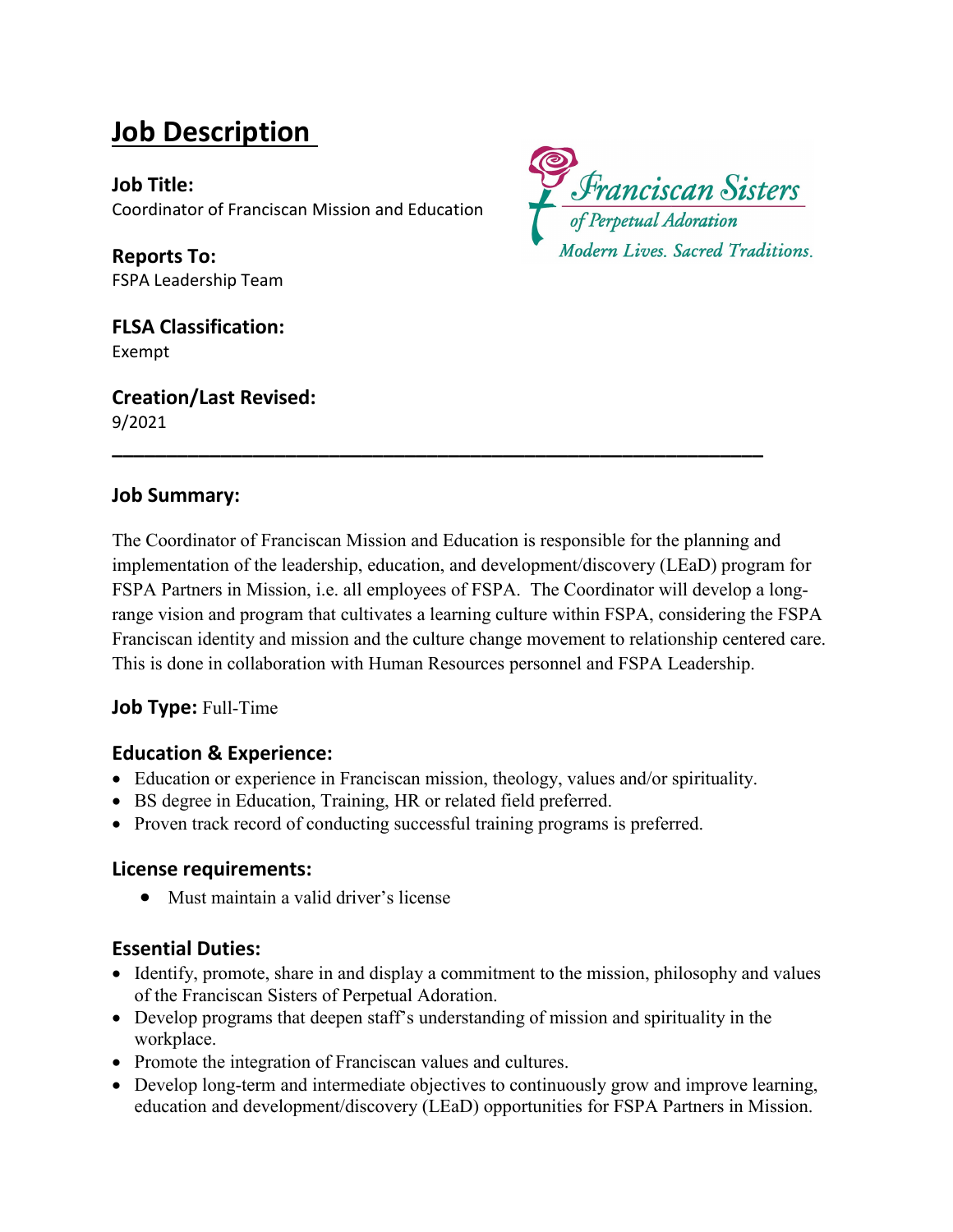# Job Description

**Job Title:**
Coordinator of Franciscan Mission and Education

Franciscan Sisters of Perpetual Adoration
*Modern Lives. Sacred Traditions.*

**Reports To:**
FSPA Leadership Team

**FLSA Classification:**
Exempt

**Creation/Last Revised:**
9/2021

---

### Job Summary:

The Coordinator of Franciscan Mission and Education is responsible for the planning and implementation of the leadership, education, and development/discovery (LEaD) program for FSPA Partners in Mission, i.e. all employees of FSPA. The Coordinator will develop a long-range vision and program that cultivates a learning culture within FSPA, considering the FSPA Franciscan identity and mission and the culture change movement to relationship centered care. This is done in collaboration with Human Resources personnel and FSPA Leadership.

**Job Type:** Full-Time

### Education & Experience:

- Education or experience in Franciscan mission, theology, values and/or spirituality.
- BS degree in Education, Training, HR or related field preferred.
- Proven track record of conducting successful training programs is preferred.

### License requirements:

- Must maintain a valid driver's license

### Essential Duties:

- Identify, promote, share in and display a commitment to the mission, philosophy and values of the Franciscan Sisters of Perpetual Adoration.
- Develop programs that deepen staff's understanding of mission and spirituality in the workplace.
- Promote the integration of Franciscan values and cultures.
- Develop long-term and intermediate objectives to continuously grow and improve learning, education and development/discovery (LEaD) opportunities for FSPA Partners in Mission.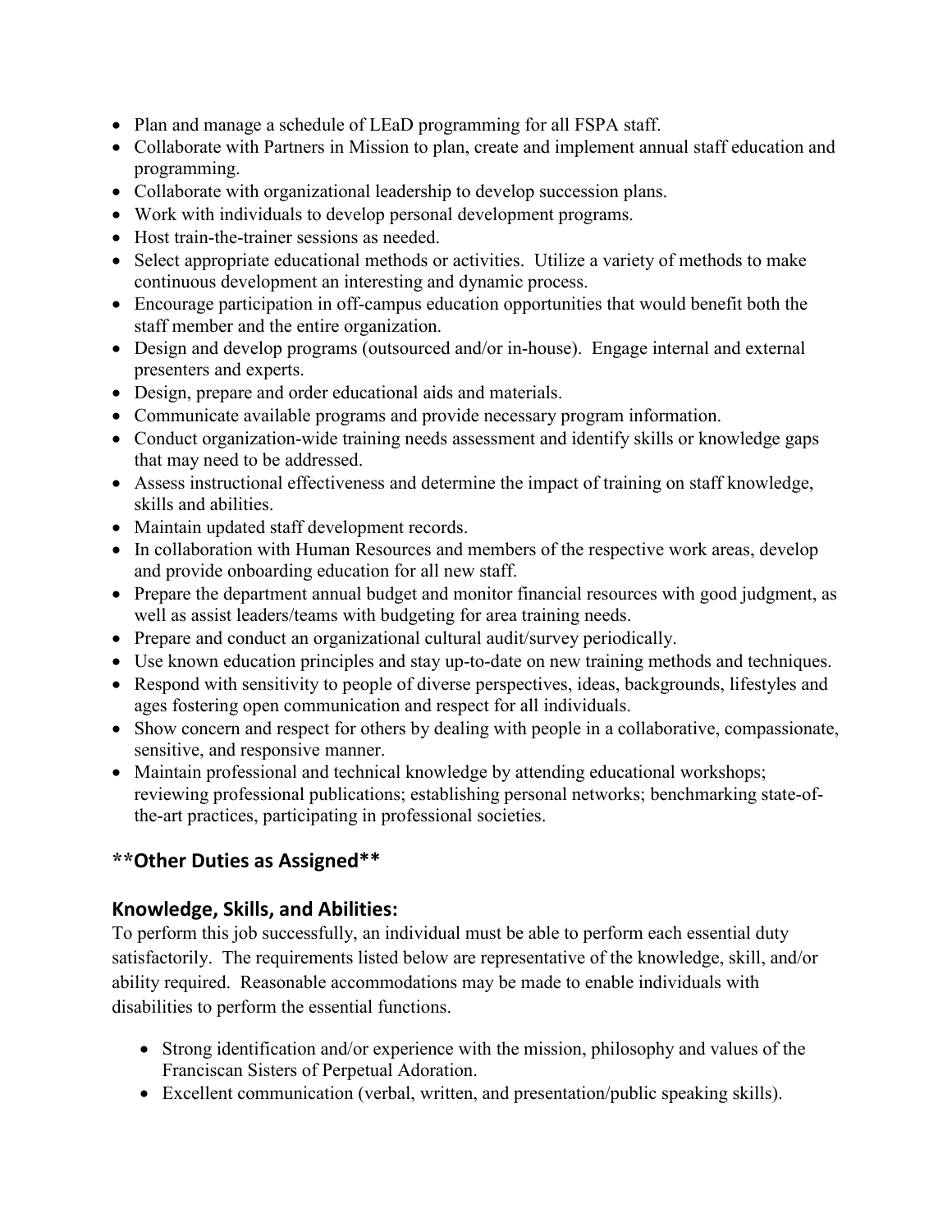- Plan and manage a schedule of LEaD programming for all FSPA staff.
- Collaborate with Partners in Mission to plan, create and implement annual staff education and programming.
- Collaborate with organizational leadership to develop succession plans.
- Work with individuals to develop personal development programs.
- Host train-the-trainer sessions as needed.
- Select appropriate educational methods or activities. Utilize a variety of methods to make continuous development an interesting and dynamic process.
- Encourage participation in off-campus education opportunities that would benefit both the staff member and the entire organization.
- Design and develop programs (outsourced and/or in-house). Engage internal and external presenters and experts.
- Design, prepare and order educational aids and materials.
- Communicate available programs and provide necessary program information.
- Conduct organization-wide training needs assessment and identify skills or knowledge gaps that may need to be addressed.
- Assess instructional effectiveness and determine the impact of training on staff knowledge, skills and abilities.
- Maintain updated staff development records.
- In collaboration with Human Resources and members of the respective work areas, develop and provide onboarding education for all new staff.
- Prepare the department annual budget and monitor financial resources with good judgment, as well as assist leaders/teams with budgeting for area training needs.
- Prepare and conduct an organizational cultural audit/survey periodically.
- Use known education principles and stay up-to-date on new training methods and techniques.
- Respond with sensitivity to people of diverse perspectives, ideas, backgrounds, lifestyles and ages fostering open communication and respect for all individuals.
- Show concern and respect for others by dealing with people in a collaborative, compassionate, sensitive, and responsive manner.
- Maintain professional and technical knowledge by attending educational workshops; reviewing professional publications; establishing personal networks; benchmarking state-of-the-art practices, participating in professional societies.

## **Other Duties as Assigned**

## Knowledge, Skills, and Abilities:

To perform this job successfully, an individual must be able to perform each essential duty satisfactorily. The requirements listed below are representative of the knowledge, skill, and/or ability required. Reasonable accommodations may be made to enable individuals with disabilities to perform the essential functions.

- Strong identification and/or experience with the mission, philosophy and values of the Franciscan Sisters of Perpetual Adoration.
- Excellent communication (verbal, written, and presentation/public speaking skills).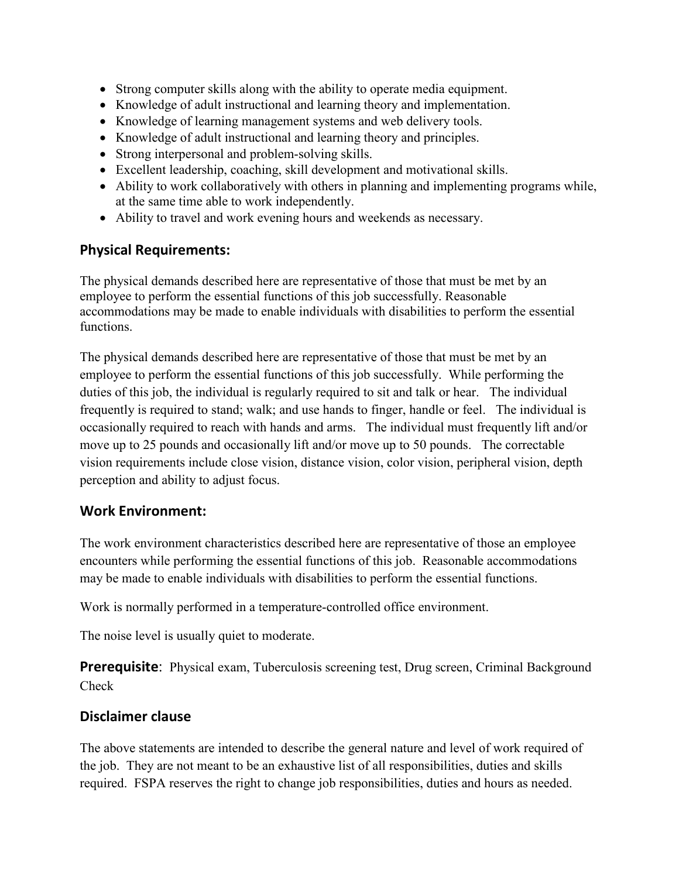- Strong computer skills along with the ability to operate media equipment.
- Knowledge of adult instructional and learning theory and implementation.
- Knowledge of learning management systems and web delivery tools.
- Knowledge of adult instructional and learning theory and principles.
- Strong interpersonal and problem-solving skills.
- Excellent leadership, coaching, skill development and motivational skills.
- Ability to work collaboratively with others in planning and implementing programs while, at the same time able to work independently.
- Ability to travel and work evening hours and weekends as necessary.

## Physical Requirements:

The physical demands described here are representative of those that must be met by an employee to perform the essential functions of this job successfully. Reasonable accommodations may be made to enable individuals with disabilities to perform the essential functions.

The physical demands described here are representative of those that must be met by an employee to perform the essential functions of this job successfully. While performing the duties of this job, the individual is regularly required to sit and talk or hear. The individual frequently is required to stand; walk; and use hands to finger, handle or feel. The individual is occasionally required to reach with hands and arms. The individual must frequently lift and/or move up to 25 pounds and occasionally lift and/or move up to 50 pounds. The correctable vision requirements include close vision, distance vision, color vision, peripheral vision, depth perception and ability to adjust focus.

## Work Environment:

The work environment characteristics described here are representative of those an employee encounters while performing the essential functions of this job. Reasonable accommodations may be made to enable individuals with disabilities to perform the essential functions.

Work is normally performed in a temperature-controlled office environment.

The noise level is usually quiet to moderate.

**Prerequisite**: Physical exam, Tuberculosis screening test, Drug screen, Criminal Background Check

## Disclaimer clause

The above statements are intended to describe the general nature and level of work required of the job. They are not meant to be an exhaustive list of all responsibilities, duties and skills required. FSPA reserves the right to change job responsibilities, duties and hours as needed.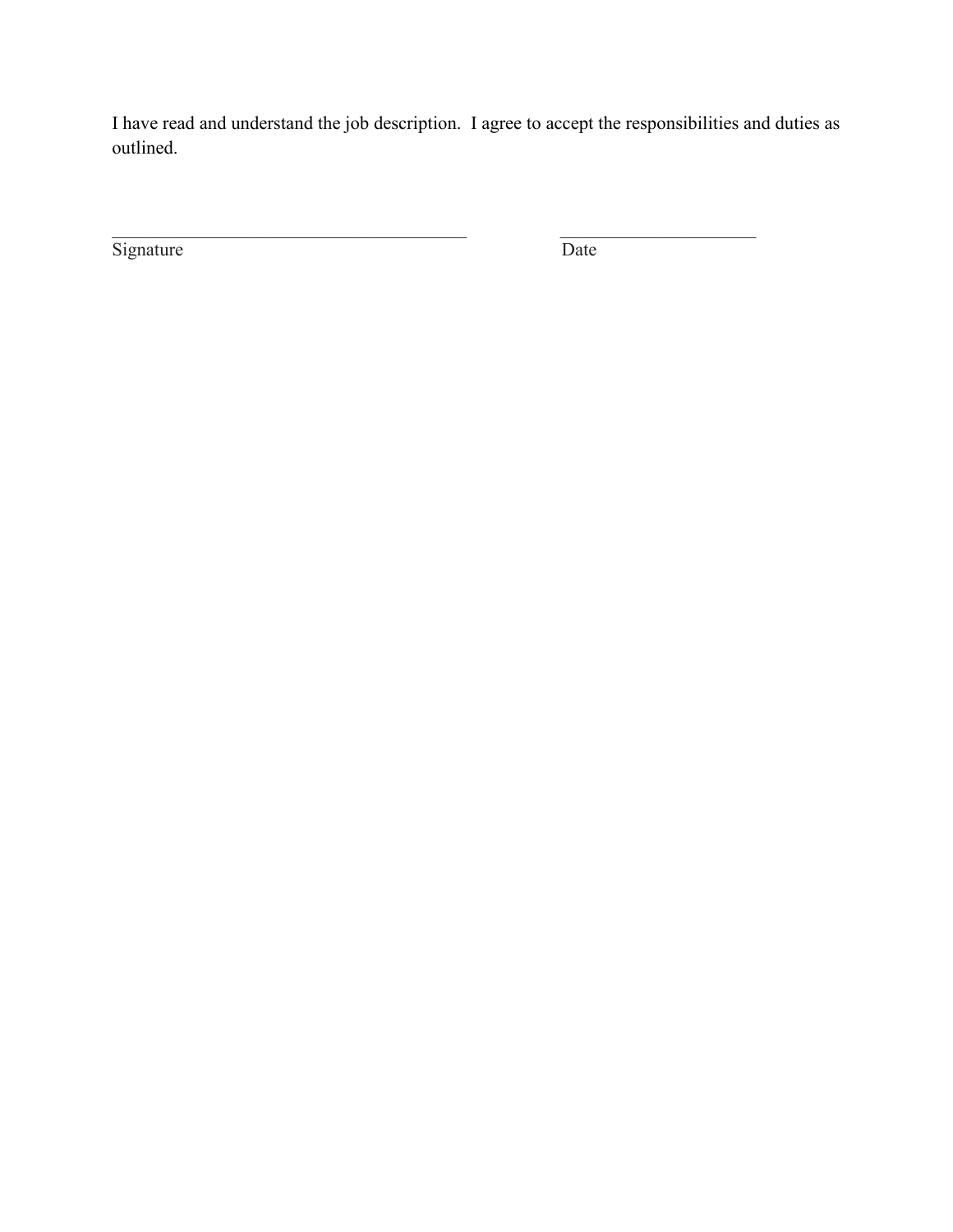I have read and understand the job description. I agree to accept the responsibilities and duties as outlined.

_________________________________________ ______________________

Signature Date